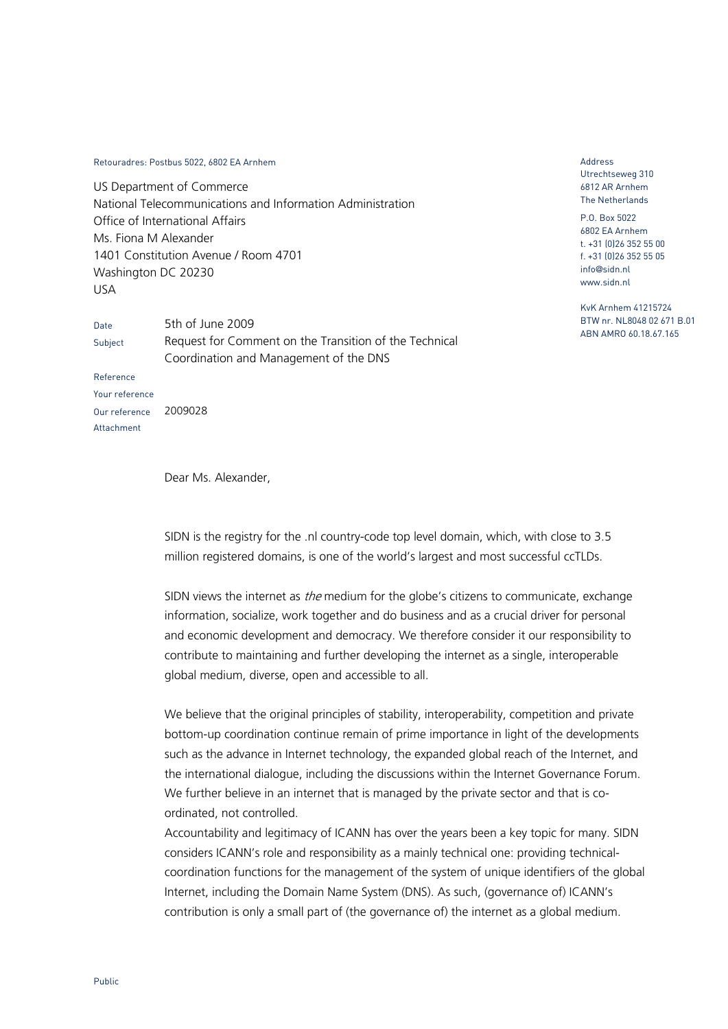Retouradres: Postbus 5022, 6802 EA Arnhem

US Department of Commerce
National Telecommunications and Information Administration
Office of International Affairs
Ms. Fiona M Alexander
1401 Constitution Avenue / Room 4701
Washington DC 20230
USA

Address
Utrechtseweg 310
6812 AR Arnhem
The Netherlands

P.O. Box 5022
6802 EA Arnhem
t. +31 (0)26 352 55 00
f. +31 (0)26 352 55 05
info@sidn.nl
www.sidn.nl

KvK Arnhem 41215724
BTW nr. NL8048 02 671 B.01
ABN AMRO 60.18.67.165

| | |
|---|---|
| Date | 5th of June 2009 |
| Subject | Request for Comment on the Transition of the Technical Coordination and Management of the DNS |
| Reference | |
| Your reference | |
| Our reference | 2009028 |
| Attachment | |

Dear Ms. Alexander,

SIDN is the registry for the .nl country-code top level domain, which, with close to 3.5 million registered domains, is one of the world's largest and most successful ccTLDs.

SIDN views the internet as *the* medium for the globe's citizens to communicate, exchange information, socialize, work together and do business and as a crucial driver for personal and economic development and democracy. We therefore consider it our responsibility to contribute to maintaining and further developing the internet as a single, interoperable global medium, diverse, open and accessible to all.

We believe that the original principles of stability, interoperability, competition and private bottom-up coordination continue remain of prime importance in light of the developments such as the advance in Internet technology, the expanded global reach of the Internet, and the international dialogue, including the discussions within the Internet Governance Forum. We further believe in an internet that is managed by the private sector and that is co-ordinated, not controlled.
Accountability and legitimacy of ICANN has over the years been a key topic for many. SIDN considers ICANN's role and responsibility as a mainly technical one: providing technical-coordination functions for the management of the system of unique identifiers of the global Internet, including the Domain Name System (DNS). As such, (governance of) ICANN's contribution is only a small part of (the governance of) the internet as a global medium.

Public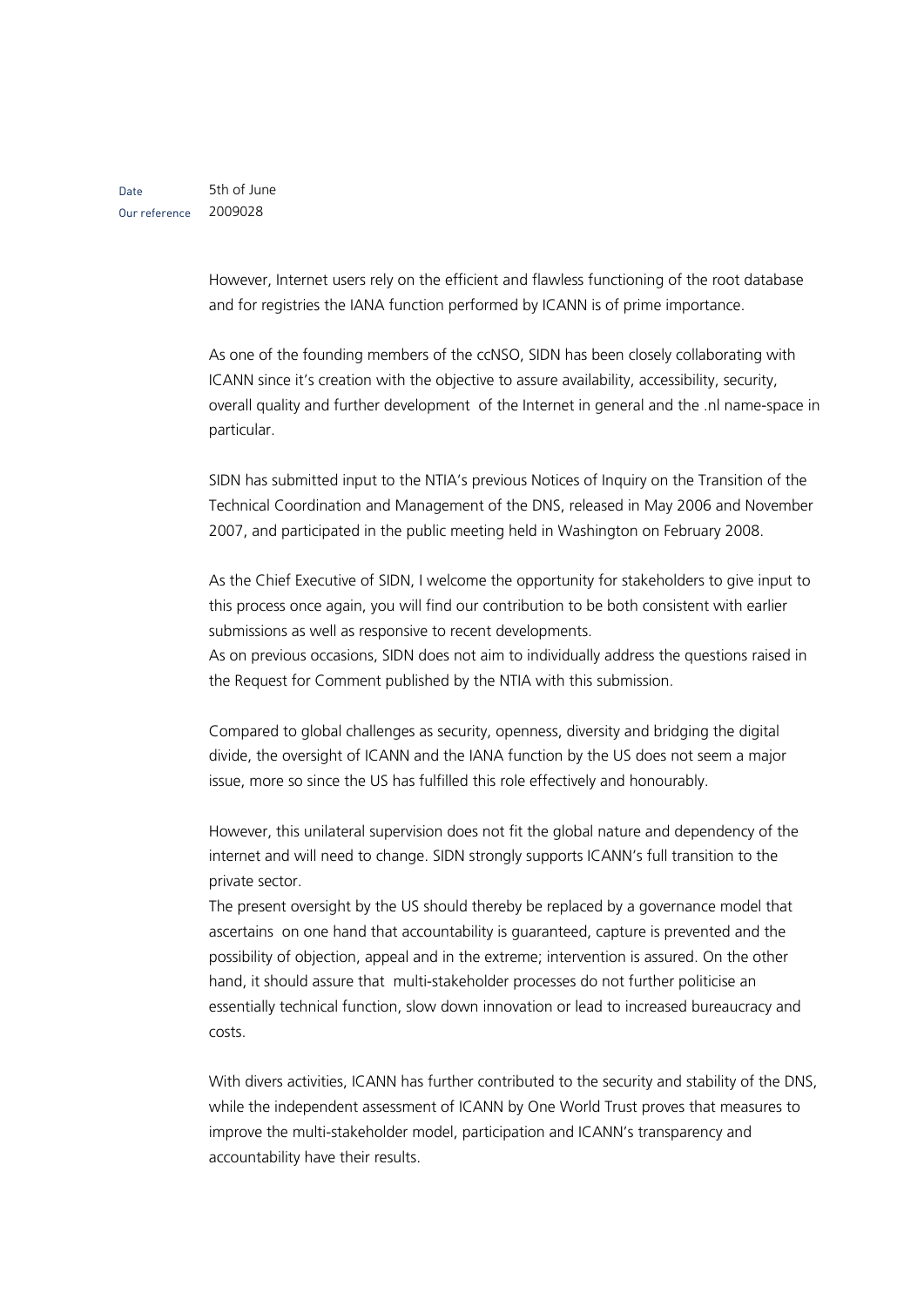Date 5th of June
Our reference 2009028

However, Internet users rely on the efficient and flawless functioning of the root database and for registries the IANA function performed by ICANN is of prime importance.

As one of the founding members of the ccNSO, SIDN has been closely collaborating with ICANN since it's creation with the objective to assure availability, accessibility, security, overall quality and further development of the Internet in general and the .nl name-space in particular.

SIDN has submitted input to the NTIA's previous Notices of Inquiry on the Transition of the Technical Coordination and Management of the DNS, released in May 2006 and November 2007, and participated in the public meeting held in Washington on February 2008.

As the Chief Executive of SIDN, I welcome the opportunity for stakeholders to give input to this process once again, you will find our contribution to be both consistent with earlier submissions as well as responsive to recent developments.
As on previous occasions, SIDN does not aim to individually address the questions raised in the Request for Comment published by the NTIA with this submission.

Compared to global challenges as security, openness, diversity and bridging the digital divide, the oversight of ICANN and the IANA function by the US does not seem a major issue, more so since the US has fulfilled this role effectively and honourably.

However, this unilateral supervision does not fit the global nature and dependency of the internet and will need to change. SIDN strongly supports ICANN's full transition to the private sector.
The present oversight by the US should thereby be replaced by a governance model that ascertains on one hand that accountability is guaranteed, capture is prevented and the possibility of objection, appeal and in the extreme; intervention is assured. On the other hand, it should assure that multi-stakeholder processes do not further politicise an essentially technical function, slow down innovation or lead to increased bureaucracy and costs.

With divers activities, ICANN has further contributed to the security and stability of the DNS, while the independent assessment of ICANN by One World Trust proves that measures to improve the multi-stakeholder model, participation and ICANN's transparency and accountability have their results.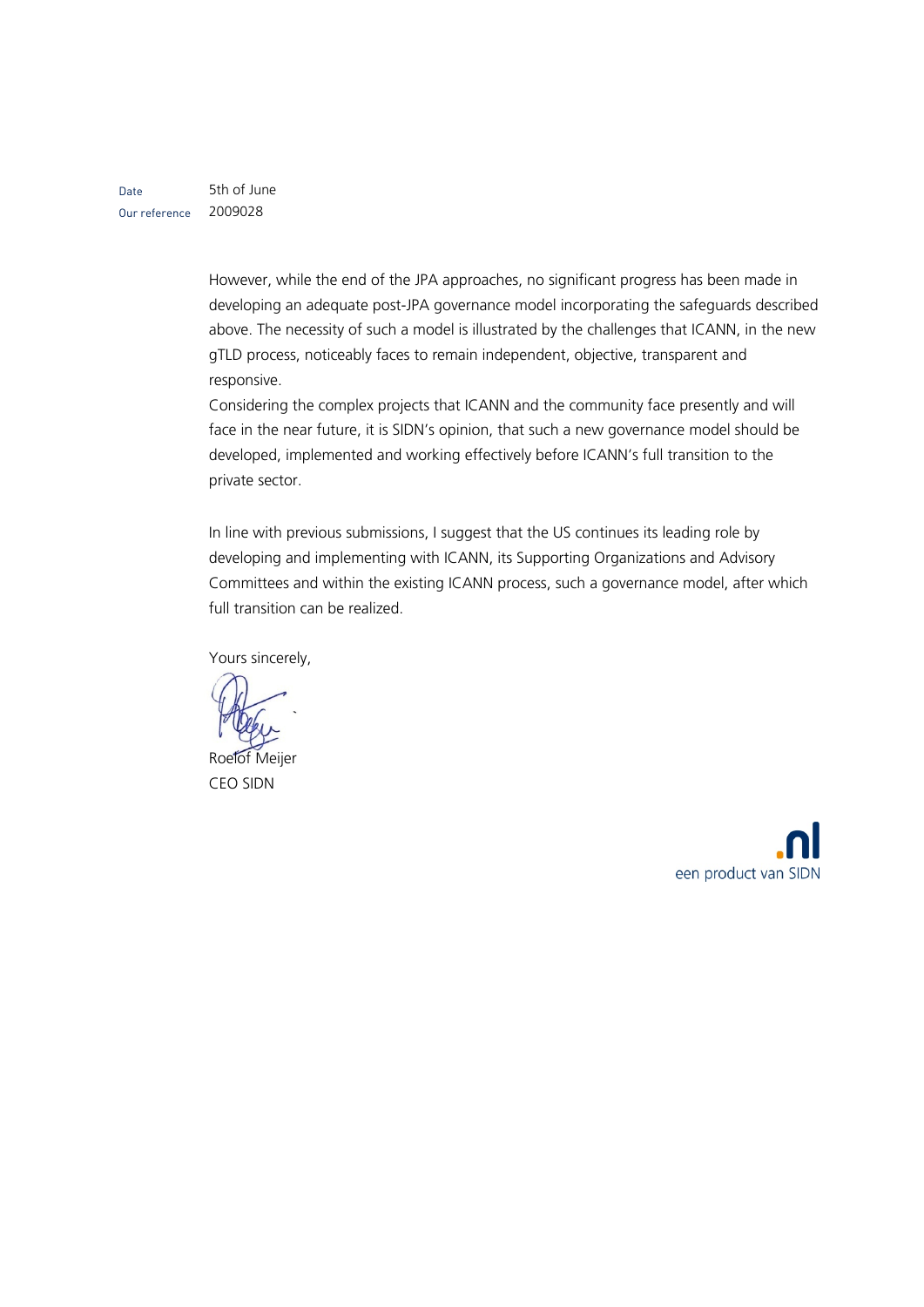Date 5th of June

Our reference 2009028

However, while the end of the JPA approaches, no significant progress has been made in developing an adequate post-JPA governance model incorporating the safeguards described above. The necessity of such a model is illustrated by the challenges that ICANN, in the new gTLD process, noticeably faces to remain independent, objective, transparent and responsive.

Considering the complex projects that ICANN and the community face presently and will face in the near future, it is SIDN's opinion, that such a new governance model should be developed, implemented and working effectively before ICANN's full transition to the private sector.

In line with previous submissions, I suggest that the US continues its leading role by developing and implementing with ICANN, its Supporting Organizations and Advisory Committees and within the existing ICANN process, such a governance model, after which full transition can be realized.

Yours sincerely,

Roelof Meijer

CEO SIDN

.nl

een product van SIDN